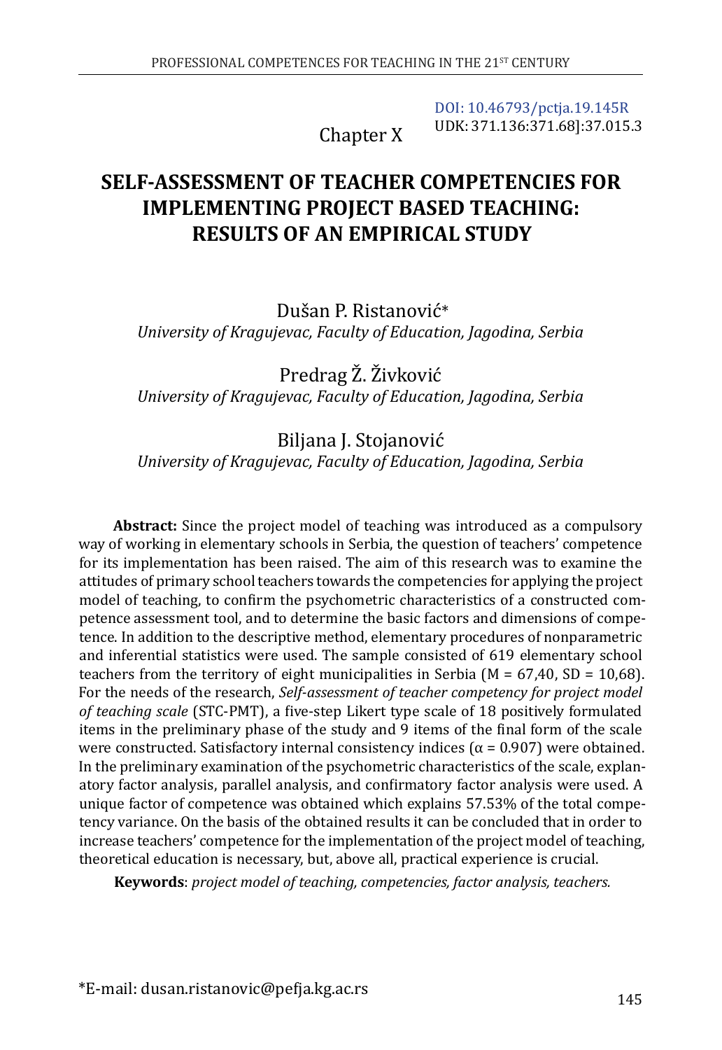DOI: 10.46793/pctja.19.145R
UDK: 371.136:371.68]:37.015.3

Chapter X

# SELF-ASSESSMENT OF TEACHER COMPETENCIES FOR IMPLEMENTING PROJECT BASED TEACHING: RESULTS OF AN EMPIRICAL STUDY

Dušan P. Ristanović*
*University of Kragujevac, Faculty of Education, Jagodina, Serbia*

Predrag Ž. Živković
*University of Kragujevac, Faculty of Education, Jagodina, Serbia*

Biljana J. Stojanović
*University of Kragujevac, Faculty of Education, Jagodina, Serbia*

**Abstract:** Since the project model of teaching was introduced as a compulsory way of working in elementary schools in Serbia, the question of teachers' competence for its implementation has been raised. The aim of this research was to examine the attitudes of primary school teachers towards the competencies for applying the project model of teaching, to confirm the psychometric characteristics of a constructed competence assessment tool, and to determine the basic factors and dimensions of competence. In addition to the descriptive method, elementary procedures of nonparametric and inferential statistics were used. The sample consisted of 619 elementary school teachers from the territory of eight municipalities in Serbia ($M = 67{,}40$, $SD = 10{,}68$). For the needs of the research, *Self-assessment of teacher competency for project model of teaching scale* (STC-PMT), a five-step Likert type scale of 18 positively formulated items in the preliminary phase of the study and 9 items of the final form of the scale were constructed. Satisfactory internal consistency indices ($\alpha = 0.907$) were obtained. In the preliminary examination of the psychometric characteristics of the scale, explanatory factor analysis, parallel analysis, and confirmatory factor analysis were used. A unique factor of competence was obtained which explains 57.53% of the total competency variance. On the basis of the obtained results it can be concluded that in order to increase teachers' competence for the implementation of the project model of teaching, theoretical education is necessary, but, above all, practical experience is crucial.

**Keywords**: *project model of teaching, competencies, factor analysis, teachers.*

*E-mail: dusan.ristanovic@pefja.kg.ac.rs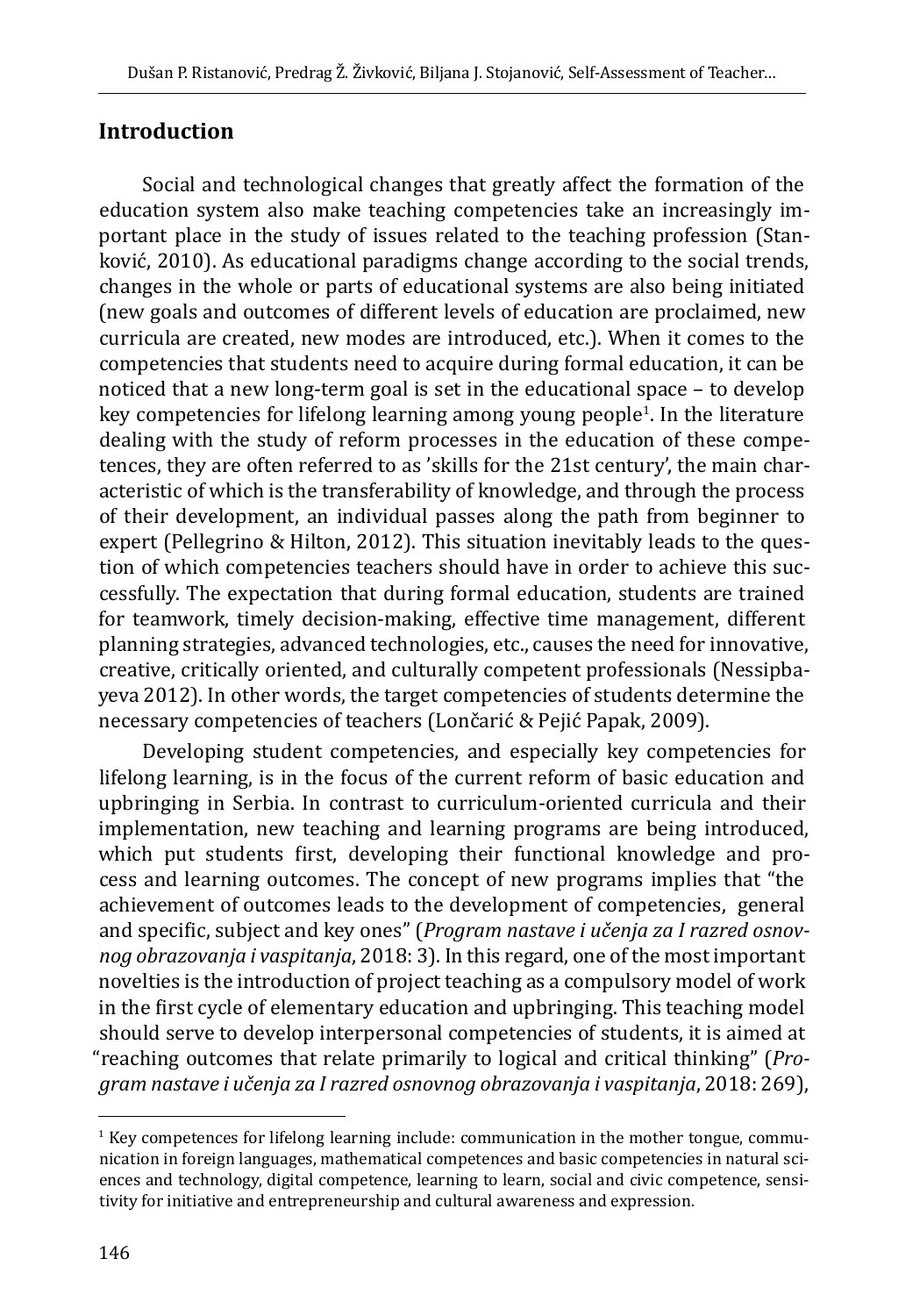## Introduction

Social and technological changes that greatly affect the formation of the education system also make teaching competencies take an increasingly important place in the study of issues related to the teaching profession (Stanković, 2010). As educational paradigms change according to the social trends, changes in the whole or parts of educational systems are also being initiated (new goals and outcomes of different levels of education are proclaimed, new curricula are created, new modes are introduced, etc.). When it comes to the competencies that students need to acquire during formal education, it can be noticed that a new long-term goal is set in the educational space – to develop key competencies for lifelong learning among young people[1]. In the literature dealing with the study of reform processes in the education of these competences, they are often referred to as 'skills for the 21st century', the main characteristic of which is the transferability of knowledge, and through the process of their development, an individual passes along the path from beginner to expert (Pellegrino & Hilton, 2012). This situation inevitably leads to the question of which competencies teachers should have in order to achieve this successfully. The expectation that during formal education, students are trained for teamwork, timely decision-making, effective time management, different planning strategies, advanced technologies, etc., causes the need for innovative, creative, critically oriented, and culturally competent professionals (Nessipbayeva 2012). In other words, the target competencies of students determine the necessary competencies of teachers (Lončarić & Pejić Papak, 2009).

Developing student competencies, and especially key competencies for lifelong learning, is in the focus of the current reform of basic education and upbringing in Serbia. In contrast to curriculum-oriented curricula and their implementation, new teaching and learning programs are being introduced, which put students first, developing their functional knowledge and process and learning outcomes. The concept of new programs implies that "the achievement of outcomes leads to the development of competencies, general and specific, subject and key ones" (*Program nastave i učenja za I razred osnovnog obrazovanja i vaspitanja*, 2018: 3). In this regard, one of the most important novelties is the introduction of project teaching as a compulsory model of work in the first cycle of elementary education and upbringing. This teaching model should serve to develop interpersonal competencies of students, it is aimed at "reaching outcomes that relate primarily to logical and critical thinking" (*Program nastave i učenja za I razred osnovnog obrazovanja i vaspitanja*, 2018: 269),

[1] Key competences for lifelong learning include: communication in the mother tongue, communication in foreign languages, mathematical competences and basic competencies in natural sciences and technology, digital competence, learning to learn, social and civic competence, sensitivity for initiative and entrepreneurship and cultural awareness and expression.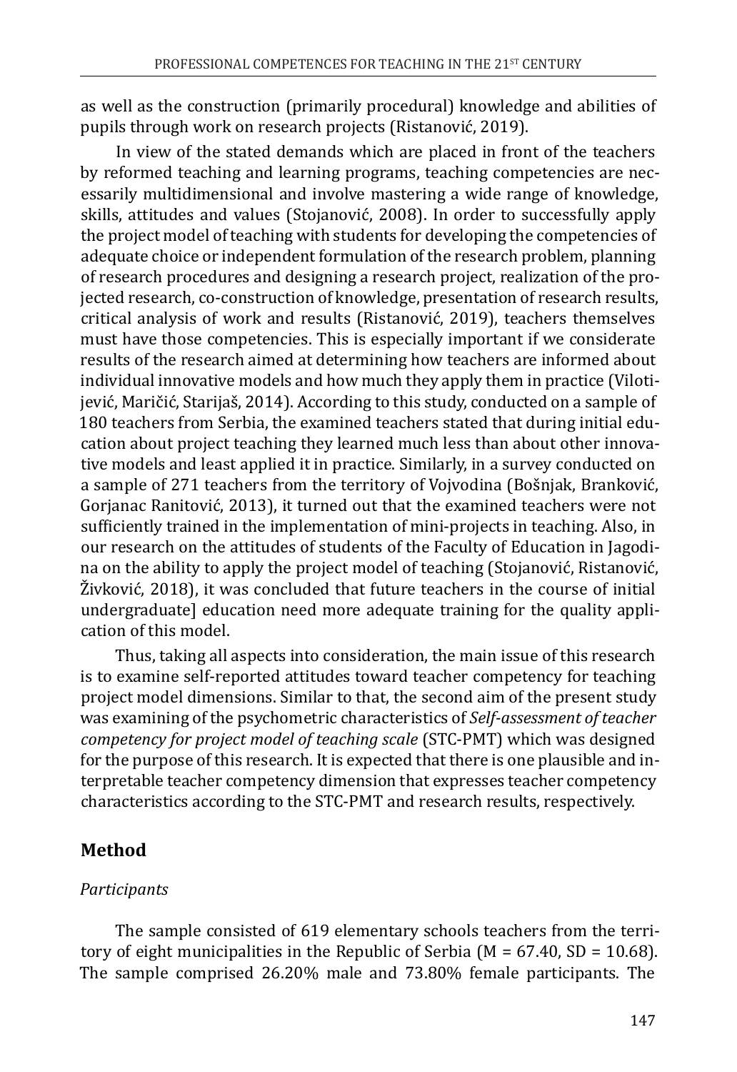as well as the construction (primarily procedural) knowledge and abilities of pupils through work on research projects (Ristanović, 2019).

In view of the stated demands which are placed in front of the teachers by reformed teaching and learning programs, teaching competencies are necessarily multidimensional and involve mastering a wide range of knowledge, skills, attitudes and values (Stojanović, 2008). In order to successfully apply the project model of teaching with students for developing the competencies of adequate choice or independent formulation of the research problem, planning of research procedures and designing a research project, realization of the projected research, co-construction of knowledge, presentation of research results, critical analysis of work and results (Ristanović, 2019), teachers themselves must have those competencies. This is especially important if we considerate results of the research aimed at determining how teachers are informed about individual innovative models and how much they apply them in practice (Vilotijević, Maričić, Starijaš, 2014). According to this study, conducted on a sample of 180 teachers from Serbia, the examined teachers stated that during initial education about project teaching they learned much less than about other innovative models and least applied it in practice. Similarly, in a survey conducted on a sample of 271 teachers from the territory of Vojvodina (Bošnjak, Branković, Gorjanac Ranitović, 2013), it turned out that the examined teachers were not sufficiently trained in the implementation of mini-projects in teaching. Also, in our research on the attitudes of students of the Faculty of Education in Jagodina on the ability to apply the project model of teaching (Stojanović, Ristanović, Živković, 2018), it was concluded that future teachers in the course of initial undergraduate] education need more adequate training for the quality application of this model.

Thus, taking all aspects into consideration, the main issue of this research is to examine self-reported attitudes toward teacher competency for teaching project model dimensions. Similar to that, the second aim of the present study was examining of the psychometric characteristics of *Self-assessment of teacher competency for project model of teaching scale* (STC-PMT) which was designed for the purpose of this research. It is expected that there is one plausible and interpretable teacher competency dimension that expresses teacher competency characteristics according to the STC-PMT and research results, respectively.

## Method

### *Participants*

The sample consisted of 619 elementary schools teachers from the territory of eight municipalities in the Republic of Serbia ($M = 67.40$, $SD = 10.68$). The sample comprised 26.20% male and 73.80% female participants. The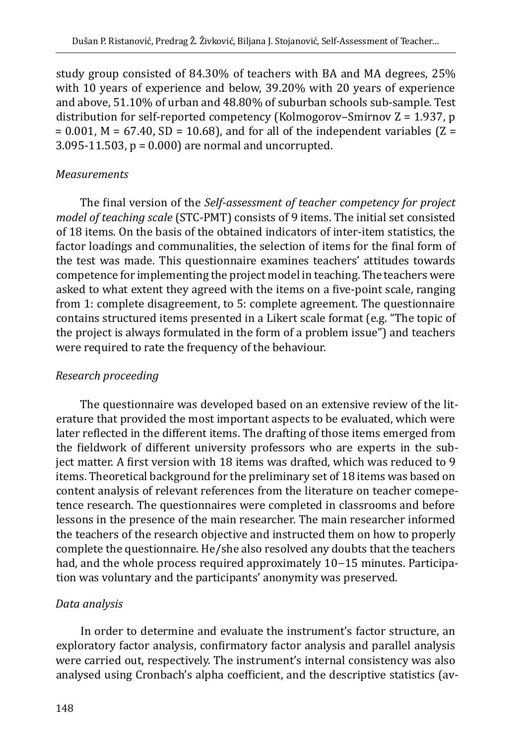study group consisted of 84.30% of teachers with BA and MA degrees, 25% with 10 years of experience and below, 39.20% with 20 years of experience and above, 51.10% of urban and 48.80% of suburban schools sub-sample. Test distribution for self-reported competency (Kolmogorov–Smirnov $Z = 1.937$, $p = 0.001$, $M = 67.40$, $SD = 10.68$), and for all of the independent variables ($Z = 3.095\text{-}11.503$, $p = 0.000$) are normal and uncorrupted.

### *Measurements*

The final version of the *Self-assessment of teacher competency for project model of teaching scale* (STC-PMT) consists of 9 items. The initial set consisted of 18 items. On the basis of the obtained indicators of inter-item statistics, the factor loadings and communalities, the selection of items for the final form of the test was made. This questionnaire examines teachers' attitudes towards competence for implementing the project model in teaching. The teachers were asked to what extent they agreed with the items on a five-point scale, ranging from 1: complete disagreement, to 5: complete agreement. The questionnaire contains structured items presented in a Likert scale format (e.g. "The topic of the project is always formulated in the form of a problem issue") and teachers were required to rate the frequency of the behaviour.

### *Research proceeding*

The questionnaire was developed based on an extensive review of the literature that provided the most important aspects to be evaluated, which were later reflected in the different items. The drafting of those items emerged from the fieldwork of different university professors who are experts in the subject matter. A first version with 18 items was drafted, which was reduced to 9 items. Theoretical background for the preliminary set of 18 items was based on content analysis of relevant references from the literature on teacher comepetence research. The questionnaires were completed in classrooms and before lessons in the presence of the main researcher. The main researcher informed the teachers of the research objective and instructed them on how to properly complete the questionnaire. He/she also resolved any doubts that the teachers had, and the whole process required approximately 10–15 minutes. Participation was voluntary and the participants' anonymity was preserved.

### *Data analysis*

In order to determine and evaluate the instrument's factor structure, an exploratory factor analysis, confirmatory factor analysis and parallel analysis were carried out, respectively. The instrument's internal consistency was also analysed using Cronbach's alpha coefficient, and the descriptive statistics (av-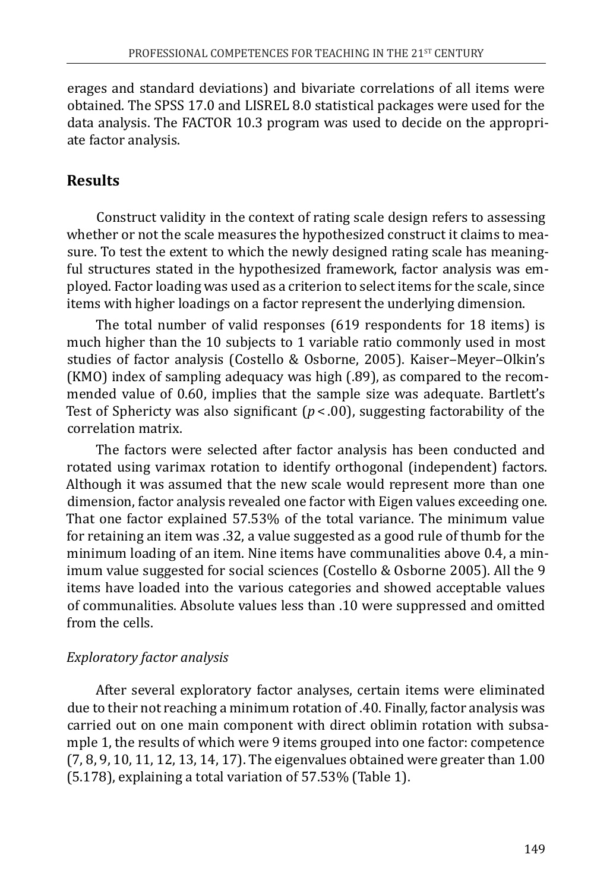erages and standard deviations) and bivariate correlations of all items were obtained. The SPSS 17.0 and LISREL 8.0 statistical packages were used for the data analysis. The FACTOR 10.3 program was used to decide on the appropriate factor analysis.

## Results

Construct validity in the context of rating scale design refers to assessing whether or not the scale measures the hypothesized construct it claims to measure. To test the extent to which the newly designed rating scale has meaningful structures stated in the hypothesized framework, factor analysis was employed. Factor loading was used as a criterion to select items for the scale, since items with higher loadings on a factor represent the underlying dimension.

The total number of valid responses (619 respondents for 18 items) is much higher than the 10 subjects to 1 variable ratio commonly used in most studies of factor analysis (Costello & Osborne, 2005). Kaiser–Meyer–Olkin's (KMO) index of sampling adequacy was high (.89), as compared to the recommended value of 0.60, implies that the sample size was adequate. Bartlett's Test of Sphericty was also significant ($p < .00$), suggesting factorability of the correlation matrix.

The factors were selected after factor analysis has been conducted and rotated using varimax rotation to identify orthogonal (independent) factors. Although it was assumed that the new scale would represent more than one dimension, factor analysis revealed one factor with Eigen values exceeding one. That one factor explained 57.53% of the total variance. The minimum value for retaining an item was .32, a value suggested as a good rule of thumb for the minimum loading of an item. Nine items have communalities above 0.4, a minimum value suggested for social sciences (Costello & Osborne 2005). All the 9 items have loaded into the various categories and showed acceptable values of communalities. Absolute values less than .10 were suppressed and omitted from the cells.

### *Exploratory factor analysis*

After several exploratory factor analyses, certain items were eliminated due to their not reaching a minimum rotation of .40. Finally, factor analysis was carried out on one main component with direct oblimin rotation with subsample 1, the results of which were 9 items grouped into one factor: competence (7, 8, 9, 10, 11, 12, 13, 14, 17). The eigenvalues obtained were greater than 1.00 (5.178), explaining a total variation of 57.53% (Table 1).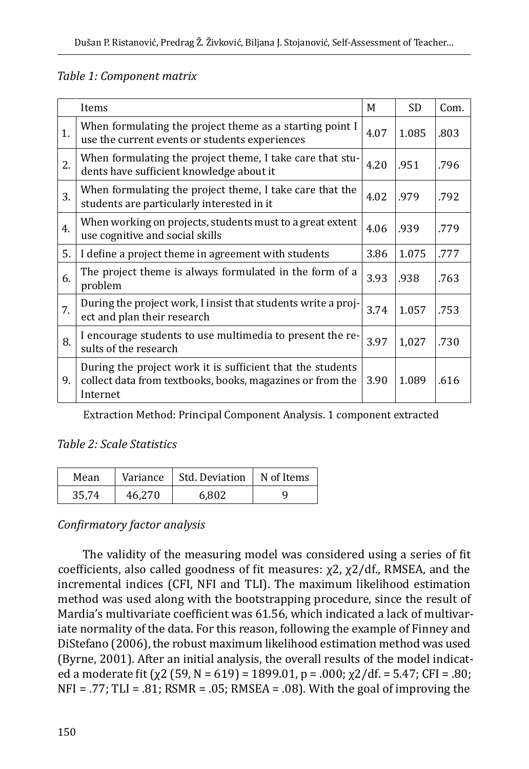*Table 1: Component matrix*

| | Items | M | SD | Com. |
|---|---|---|---|---|
| 1. | When formulating the project theme as a starting point I use the current events or students experiences | 4.07 | 1.085 | .803 |
| 2. | When formulating the project theme, I take care that students have sufficient knowledge about it | 4.20 | .951 | .796 |
| 3. | When formulating the project theme, I take care that the students are particularly interested in it | 4.02 | .979 | .792 |
| 4. | When working on projects, students must to a great extent use cognitive and social skills | 4.06 | .939 | .779 |
| 5. | I define a project theme in agreement with students | 3.86 | 1.075 | .777 |
| 6. | The project theme is always formulated in the form of a problem | 3.93 | .938 | .763 |
| 7. | During the project work, I insist that students write a project and plan their research | 3.74 | 1.057 | .753 |
| 8. | I encourage students to use multimedia to present the results of the research | 3.97 | 1,027 | .730 |
| 9. | During the project work it is sufficient that the students collect data from textbooks, books, magazines or from the Internet | 3.90 | 1.089 | .616 |

Extraction Method: Principal Component Analysis. 1 component extracted

*Table 2: Scale Statistics*

| Mean | Variance | Std. Deviation | N of Items |
|---|---|---|---|
| 35,74 | 46,270 | 6,802 | 9 |

*Confirmatory factor analysis*

The validity of the measuring model was considered using a series of fit coefficients, also called goodness of fit measures: $\chi2$, $\chi2$/df., RMSEA, and the incremental indices (CFI, NFI and TLI). The maximum likelihood estimation method was used along with the bootstrapping procedure, since the result of Mardia's multivariate coefficient was 61.56, which indicated a lack of multivariate normality of the data. For this reason, following the example of Finney and DiStefano (2006), the robust maximum likelihood estimation method was used (Byrne, 2001). After an initial analysis, the overall results of the model indicated a moderate fit ($\chi2$ (59, N = 619) = 1899.01, $p = .000$; $\chi2$/df. = 5.47; CFI = .80; NFI = .77; TLI = .81; RSMR = .05; RMSEA = .08). With the goal of improving the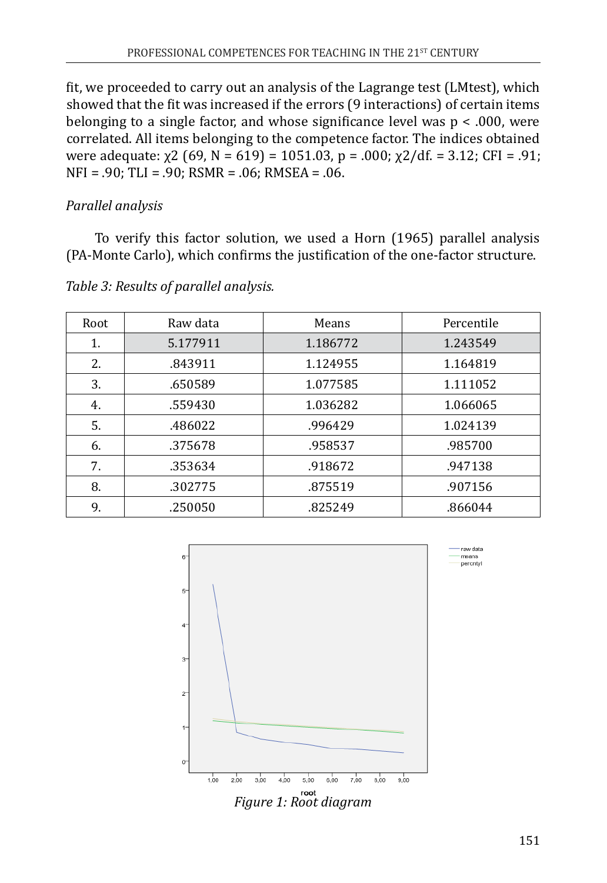fit, we proceeded to carry out an analysis of the Lagrange test (LMtest), which showed that the fit was increased if the errors (9 interactions) of certain items belonging to a single factor, and whose significance level was $p < .000$, were correlated. All items belonging to the competence factor. The indices obtained were adequate: $\chi2$ (69, N = 619) = 1051.03, $p = .000$; $\chi2$/df. = 3.12; CFI = .91; NFI = .90; TLI = .90; RSMR = .06; RMSEA = .06.

*Parallel analysis*

To verify this factor solution, we used a Horn (1965) parallel analysis (PA-Monte Carlo), which confirms the justification of the one-factor structure.

*Table 3: Results of parallel analysis.*

| Root | Raw data | Means | Percentile |
|---|---|---|---|
| 1. | 5.177911 | 1.186772 | 1.243549 |
| 2. | .843911 | 1.124955 | 1.164819 |
| 3. | .650589 | 1.077585 | 1.111052 |
| 4. | .559430 | 1.036282 | 1.066065 |
| 5. | .486022 | .996429 | 1.024139 |
| 6. | .375678 | .958537 | .985700 |
| 7. | .353634 | .918672 | .947138 |
| 8. | .302775 | .875519 | .907156 |
| 9. | .250050 | .825249 | .866044 |

*Figure 1: Root diagram*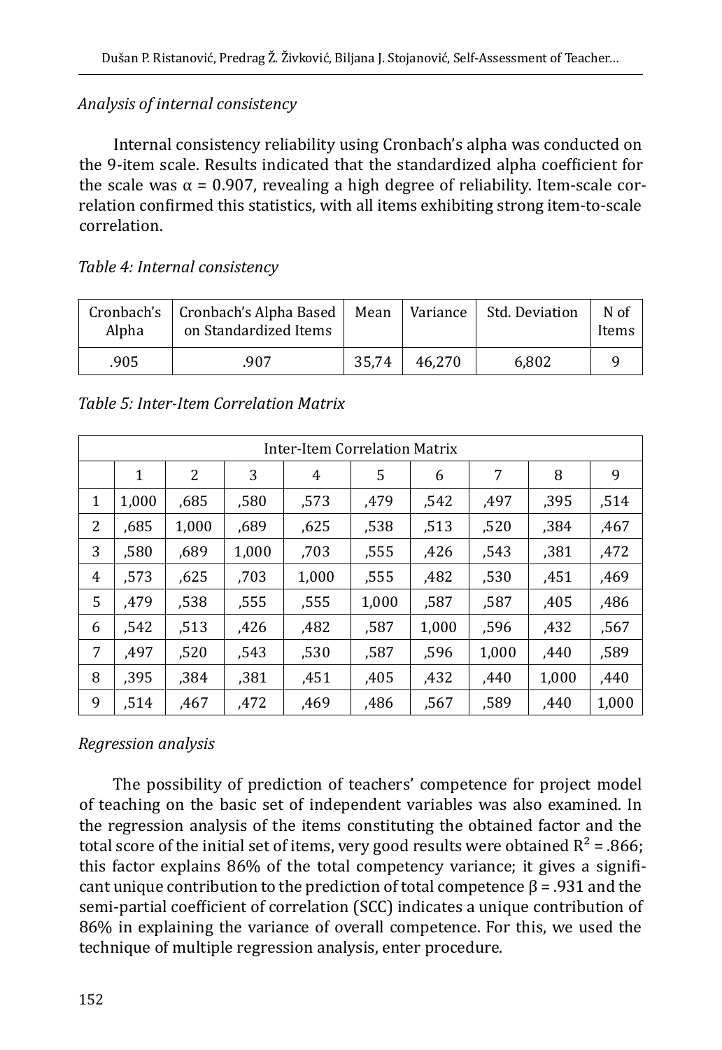*Analysis of internal consistency*

Internal consistency reliability using Cronbach's alpha was conducted on the 9-item scale. Results indicated that the standardized alpha coefficient for the scale was α = 0.907, revealing a high degree of reliability. Item-scale correlation confirmed this statistics, with all items exhibiting strong item-to-scale correlation.

*Table 4: Internal consistency*

| Cronbach's Alpha | Cronbach's Alpha Based on Standardized Items | Mean | Variance | Std. Deviation | N of Items |
|---|---|---|---|---|---|
| .905 | .907 | 35,74 | 46,270 | 6,802 | 9 |

*Table 5: Inter-Item Correlation Matrix*

| Inter-Item Correlation Matrix | | | | | | | | | |
|---|---|---|---|---|---|---|---|---|---|
| | 1 | 2 | 3 | 4 | 5 | 6 | 7 | 8 | 9 |
| 1 | 1,000 | ,685 | ,580 | ,573 | ,479 | ,542 | ,497 | ,395 | ,514 |
| 2 | ,685 | 1,000 | ,689 | ,625 | ,538 | ,513 | ,520 | ,384 | ,467 |
| 3 | ,580 | ,689 | 1,000 | ,703 | ,555 | ,426 | ,543 | ,381 | ,472 |
| 4 | ,573 | ,625 | ,703 | 1,000 | ,555 | ,482 | ,530 | ,451 | ,469 |
| 5 | ,479 | ,538 | ,555 | ,555 | 1,000 | ,587 | ,587 | ,405 | ,486 |
| 6 | ,542 | ,513 | ,426 | ,482 | ,587 | 1,000 | ,596 | ,432 | ,567 |
| 7 | ,497 | ,520 | ,543 | ,530 | ,587 | ,596 | 1,000 | ,440 | ,589 |
| 8 | ,395 | ,384 | ,381 | ,451 | ,405 | ,432 | ,440 | 1,000 | ,440 |
| 9 | ,514 | ,467 | ,472 | ,469 | ,486 | ,567 | ,589 | ,440 | 1,000 |

*Regression analysis*

The possibility of prediction of teachers' competence for project model of teaching on the basic set of independent variables was also examined. In the regression analysis of the items constituting the obtained factor and the total score of the initial set of items, very good results were obtained $R^2 = .866$; this factor explains 86% of the total competency variance; it gives a significant unique contribution to the prediction of total competence β = .931 and the semi-partial coefficient of correlation (SCC) indicates a unique contribution of 86% in explaining the variance of overall competence. For this, we used the technique of multiple regression analysis, enter procedure.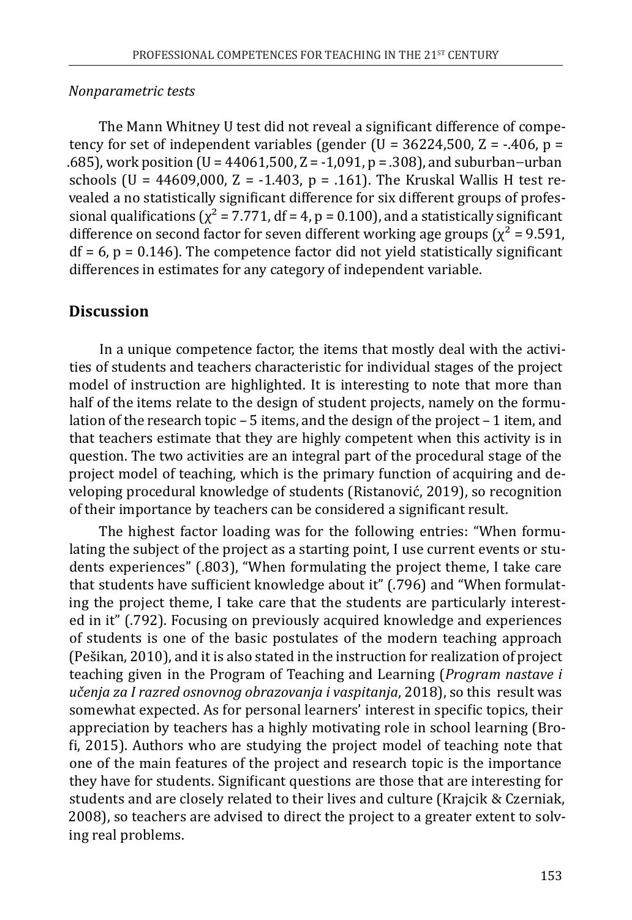*Nonparametric tests*

The Mann Whitney U test did not reveal a significant difference of competency for set of independent variables (gender ($U = 36224{,}500$, $Z = -.406$, $p = .685$), work position ($U = 44061{,}500$, $Z = -1{,}091$, $p = .308$), and suburban–urban schools ($U = 44609{,}000$, $Z = -1.403$, $p = .161$). The Kruskal Wallis H test revealed a no statistically significant difference for six different groups of professional qualifications ($\chi^2 = 7.771$, $df = 4$, $p = 0.100$), and a statistically significant difference on second factor for seven different working age groups ($\chi^2 = 9.591$, $df = 6$, $p = 0.146$). The competence factor did not yield statistically significant differences in estimates for any category of independent variable.

## Discussion

In a unique competence factor, the items that mostly deal with the activities of students and teachers characteristic for individual stages of the project model of instruction are highlighted. It is interesting to note that more than half of the items relate to the design of student projects, namely on the formulation of the research topic – 5 items, and the design of the project – 1 item, and that teachers estimate that they are highly competent when this activity is in question. The two activities are an integral part of the procedural stage of the project model of teaching, which is the primary function of acquiring and developing procedural knowledge of students (Ristanović, 2019), so recognition of their importance by teachers can be considered a significant result.

The highest factor loading was for the following entries: "When formulating the subject of the project as a starting point, I use current events or students experiences" (.803), "When formulating the project theme, I take care that students have sufficient knowledge about it" (.796) and "When formulating the project theme, I take care that the students are particularly interested in it" (.792). Focusing on previously acquired knowledge and experiences of students is one of the basic postulates of the modern teaching approach (Pešikan, 2010), and it is also stated in the instruction for realization of project teaching given in the Program of Teaching and Learning (*Program nastave i učenja za I razred osnovnog obrazovanja i vaspitanja*, 2018), so this result was somewhat expected. As for personal learners' interest in specific topics, their appreciation by teachers has a highly motivating role in school learning (Brofi, 2015). Authors who are studying the project model of teaching note that one of the main features of the project and research topic is the importance they have for students. Significant questions are those that are interesting for students and are closely related to their lives and culture (Krajcik & Czerniak, 2008), so teachers are advised to direct the project to a greater extent to solving real problems.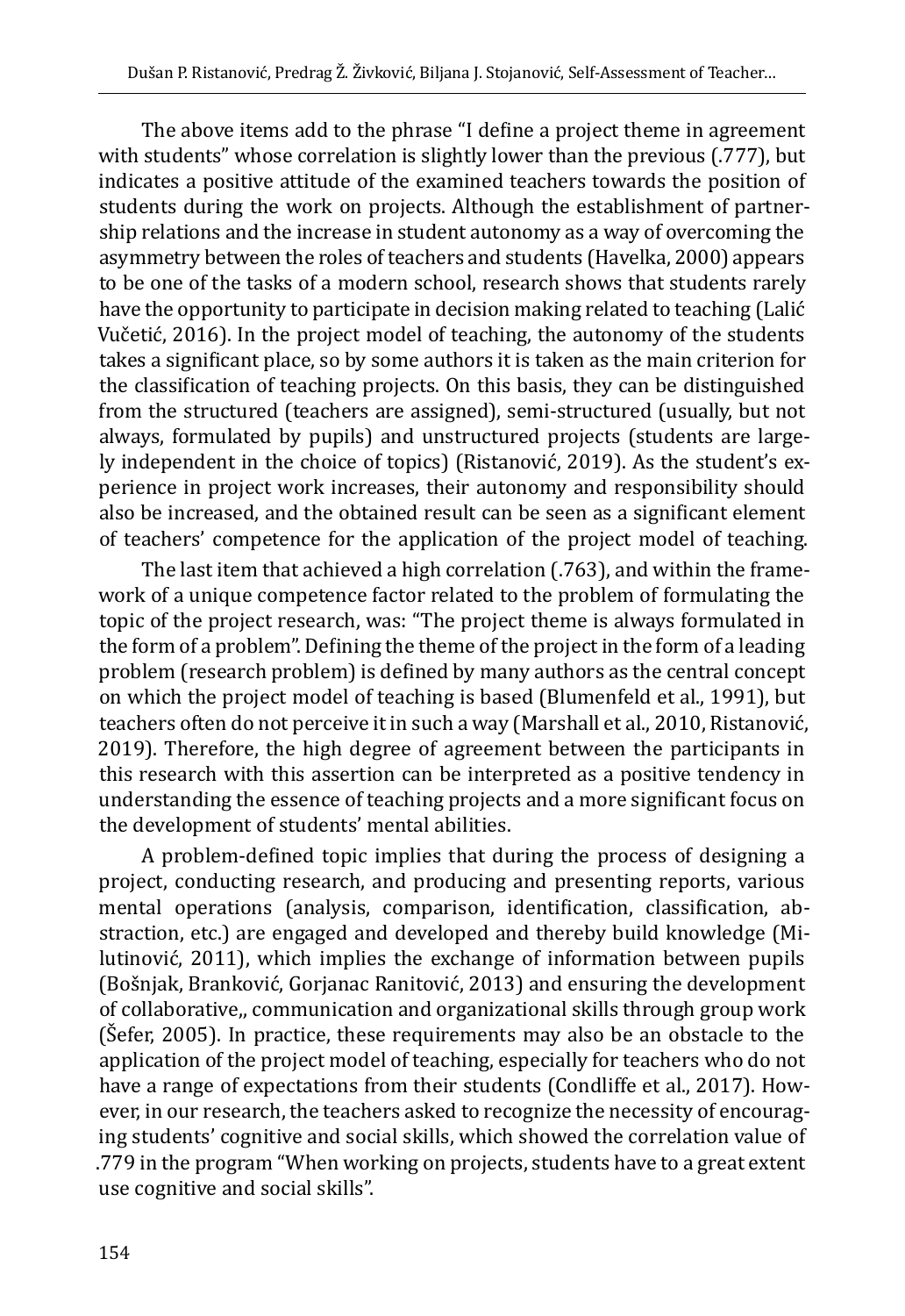The above items add to the phrase "I define a project theme in agreement with students" whose correlation is slightly lower than the previous (.777), but indicates a positive attitude of the examined teachers towards the position of students during the work on projects. Although the establishment of partnership relations and the increase in student autonomy as a way of overcoming the asymmetry between the roles of teachers and students (Havelka, 2000) appears to be one of the tasks of a modern school, research shows that students rarely have the opportunity to participate in decision making related to teaching (Lalić Vučetić, 2016). In the project model of teaching, the autonomy of the students takes a significant place, so by some authors it is taken as the main criterion for the classification of teaching projects. On this basis, they can be distinguished from the structured (teachers are assigned), semi-structured (usually, but not always, formulated by pupils) and unstructured projects (students are largely independent in the choice of topics) (Ristanović, 2019). As the student's experience in project work increases, their autonomy and responsibility should also be increased, and the obtained result can be seen as a significant element of teachers' competence for the application of the project model of teaching.

The last item that achieved a high correlation (.763), and within the framework of a unique competence factor related to the problem of formulating the topic of the project research, was: "The project theme is always formulated in the form of a problem". Defining the theme of the project in the form of a leading problem (research problem) is defined by many authors as the central concept on which the project model of teaching is based (Blumenfeld et al., 1991), but teachers often do not perceive it in such a way (Marshall et al., 2010, Ristanović, 2019). Therefore, the high degree of agreement between the participants in this research with this assertion can be interpreted as a positive tendency in understanding the essence of teaching projects and a more significant focus on the development of students' mental abilities.

A problem-defined topic implies that during the process of designing a project, conducting research, and producing and presenting reports, various mental operations (analysis, comparison, identification, classification, abstraction, etc.) are engaged and developed and thereby build knowledge (Milutinović, 2011), which implies the exchange of information between pupils (Bošnjak, Branković, Gorjanac Ranitović, 2013) and ensuring the development of collaborative,, communication and organizational skills through group work (Šefer, 2005). In practice, these requirements may also be an obstacle to the application of the project model of teaching, especially for teachers who do not have a range of expectations from their students (Condliffe et al., 2017). However, in our research, the teachers asked to recognize the necessity of encouraging students' cognitive and social skills, which showed the correlation value of .779 in the program "When working on projects, students have to a great extent use cognitive and social skills".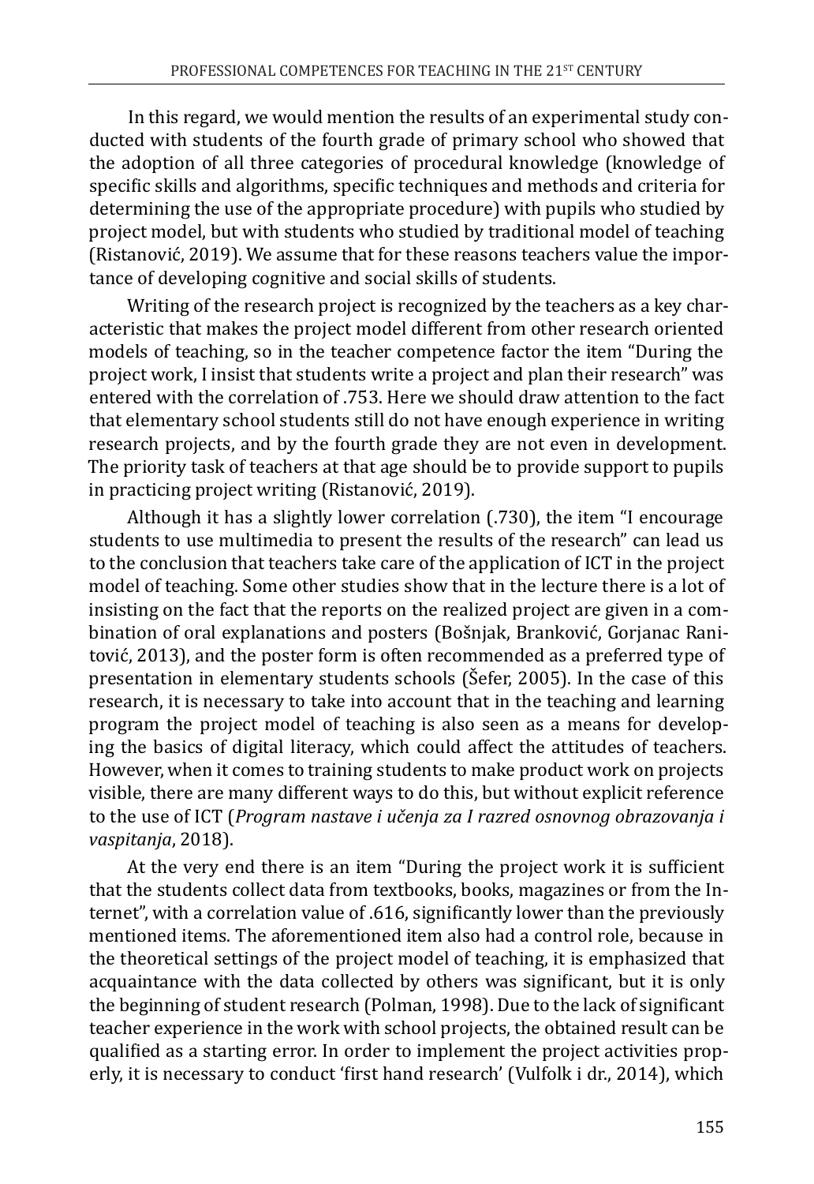In this regard, we would mention the results of an experimental study conducted with students of the fourth grade of primary school who showed that the adoption of all three categories of procedural knowledge (knowledge of specific skills and algorithms, specific techniques and methods and criteria for determining the use of the appropriate procedure) with pupils who studied by project model, but with students who studied by traditional model of teaching (Ristanović, 2019). We assume that for these reasons teachers value the importance of developing cognitive and social skills of students.

Writing of the research project is recognized by the teachers as a key characteristic that makes the project model different from other research oriented models of teaching, so in the teacher competence factor the item "During the project work, I insist that students write a project and plan their research" was entered with the correlation of .753. Here we should draw attention to the fact that elementary school students still do not have enough experience in writing research projects, and by the fourth grade they are not even in development. The priority task of teachers at that age should be to provide support to pupils in practicing project writing (Ristanović, 2019).

Although it has a slightly lower correlation (.730), the item "I encourage students to use multimedia to present the results of the research" can lead us to the conclusion that teachers take care of the application of ICT in the project model of teaching. Some other studies show that in the lecture there is a lot of insisting on the fact that the reports on the realized project are given in a combination of oral explanations and posters (Bošnjak, Branković, Gorjanac Ranitović, 2013), and the poster form is often recommended as a preferred type of presentation in elementary students schools (Šefer, 2005). In the case of this research, it is necessary to take into account that in the teaching and learning program the project model of teaching is also seen as a means for developing the basics of digital literacy, which could affect the attitudes of teachers. However, when it comes to training students to make product work on projects visible, there are many different ways to do this, but without explicit reference to the use of ICT (*Program nastave i učenja za I razred osnovnog obrazovanja i vaspitanja*, 2018).

At the very end there is an item "During the project work it is sufficient that the students collect data from textbooks, books, magazines or from the Internet", with a correlation value of .616, significantly lower than the previously mentioned items. The aforementioned item also had a control role, because in the theoretical settings of the project model of teaching, it is emphasized that acquaintance with the data collected by others was significant, but it is only the beginning of student research (Polman, 1998). Due to the lack of significant teacher experience in the work with school projects, the obtained result can be qualified as a starting error. In order to implement the project activities properly, it is necessary to conduct 'first hand research' (Vulfolk i dr., 2014), which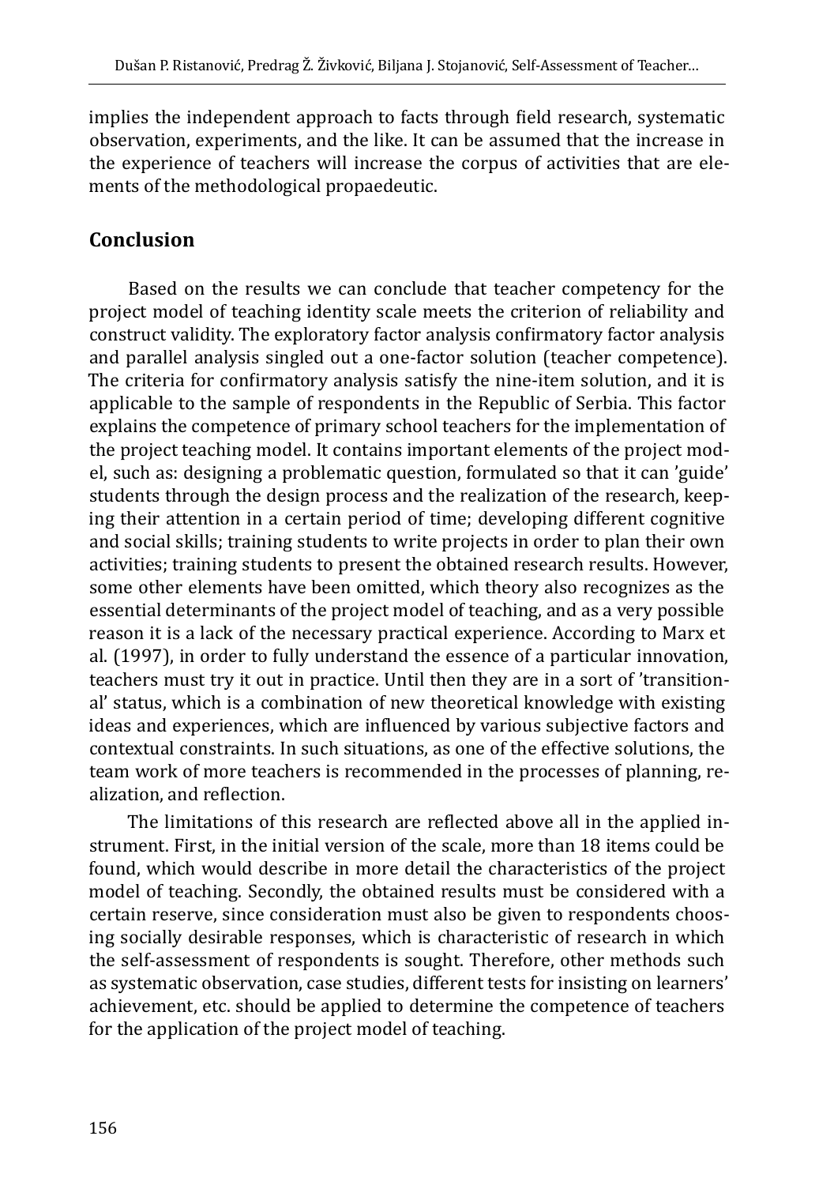implies the independent approach to facts through field research, systematic observation, experiments, and the like. It can be assumed that the increase in the experience of teachers will increase the corpus of activities that are elements of the methodological propaedeutic.

## Conclusion

Based on the results we can conclude that teacher competency for the project model of teaching identity scale meets the criterion of reliability and construct validity. The exploratory factor analysis confirmatory factor analysis and parallel analysis singled out a one-factor solution (teacher competence). The criteria for confirmatory analysis satisfy the nine-item solution, and it is applicable to the sample of respondents in the Republic of Serbia. This factor explains the competence of primary school teachers for the implementation of the project teaching model. It contains important elements of the project model, such as: designing a problematic question, formulated so that it can 'guide' students through the design process and the realization of the research, keeping their attention in a certain period of time; developing different cognitive and social skills; training students to write projects in order to plan their own activities; training students to present the obtained research results. However, some other elements have been omitted, which theory also recognizes as the essential determinants of the project model of teaching, and as a very possible reason it is a lack of the necessary practical experience. According to Marx et al. (1997), in order to fully understand the essence of a particular innovation, teachers must try it out in practice. Until then they are in a sort of 'transitional' status, which is a combination of new theoretical knowledge with existing ideas and experiences, which are influenced by various subjective factors and contextual constraints. In such situations, as one of the effective solutions, the team work of more teachers is recommended in the processes of planning, realization, and reflection.

The limitations of this research are reflected above all in the applied instrument. First, in the initial version of the scale, more than 18 items could be found, which would describe in more detail the characteristics of the project model of teaching. Secondly, the obtained results must be considered with a certain reserve, since consideration must also be given to respondents choosing socially desirable responses, which is characteristic of research in which the self-assessment of respondents is sought. Therefore, other methods such as systematic observation, case studies, different tests for insisting on learners' achievement, etc. should be applied to determine the competence of teachers for the application of the project model of teaching.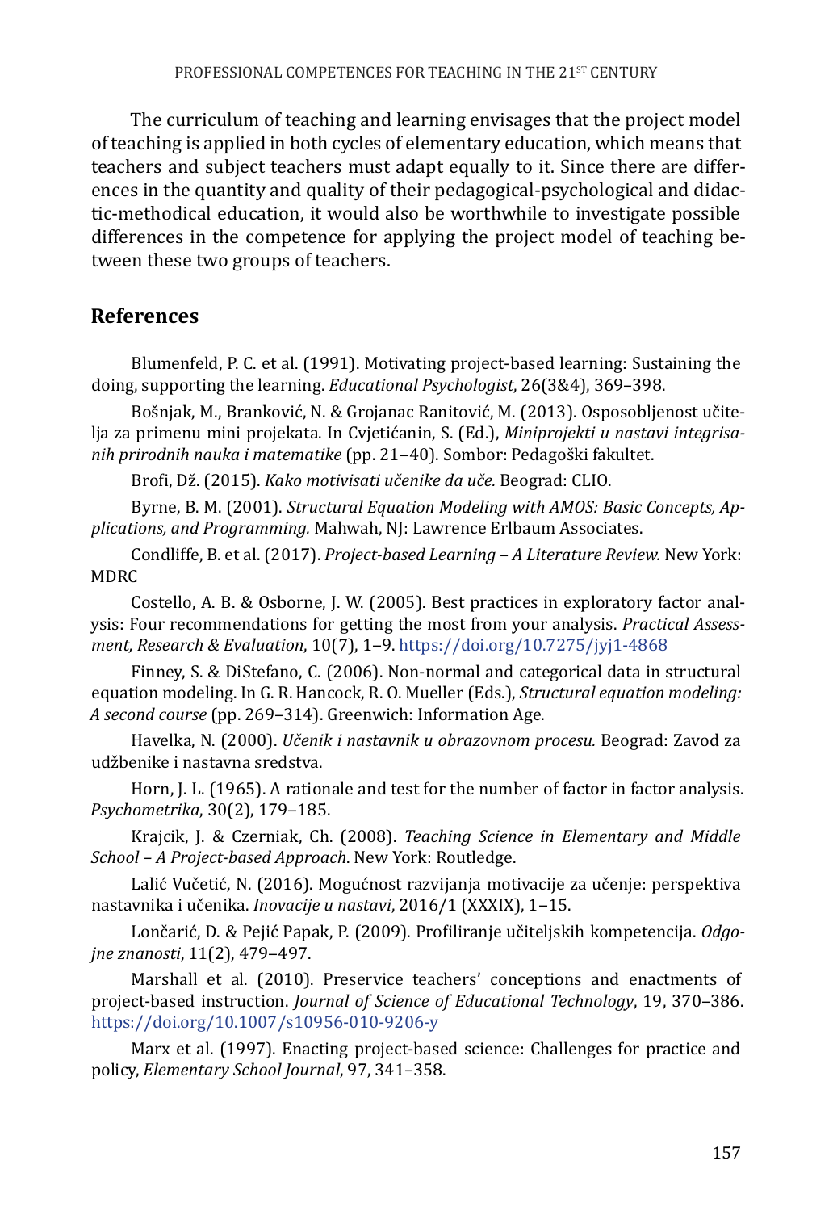The curriculum of teaching and learning envisages that the project model of teaching is applied in both cycles of elementary education, which means that teachers and subject teachers must adapt equally to it. Since there are differences in the quantity and quality of their pedagogical-psychological and didactic-methodical education, it would also be worthwhile to investigate possible differences in the competence for applying the project model of teaching between these two groups of teachers.

## References

Blumenfeld, P. C. et al. (1991). Motivating project-based learning: Sustaining the doing, supporting the learning. *Educational Psychologist*, 26(3&4), 369–398.

Bošnjak, M., Branković, N. & Grojanac Ranitović, M. (2013). Osposobljenost učitelja za primenu mini projekata. In Cvjetićanin, S. (Ed.), *Miniprojekti u nastavi integrisanih prirodnih nauka i matematike* (pp. 21–40). Sombor: Pedagoški fakultet.

Brofi, Dž. (2015). *Kako motivisati učenike da uče.* Beograd: CLIO.

Byrne, B. M. (2001). *Structural Equation Modeling with AMOS: Basic Concepts, Applications, and Programming.* Mahwah, NJ: Lawrence Erlbaum Associates.

Condliffe, B. et al. (2017). *Project-based Learning – A Literature Review.* New York: MDRC

Costello, A. B. & Osborne, J. W. (2005). Best practices in exploratory factor analysis: Four recommendations for getting the most from your analysis. *Practical Assessment, Research & Evaluation*, 10(7), 1–9. https://doi.org/10.7275/jyj1-4868

Finney, S. & DiStefano, C. (2006). Non-normal and categorical data in structural equation modeling. In G. R. Hancock, R. O. Mueller (Eds.), *Structural equation modeling: A second course* (pp. 269–314). Greenwich: Information Age.

Havelka, N. (2000). *Učenik i nastavnik u obrazovnom procesu.* Beograd: Zavod za udžbenike i nastavna sredstva.

Horn, J. L. (1965). A rationale and test for the number of factor in factor analysis. *Psychometrika*, 30(2), 179–185.

Krajcik, J. & Czerniak, Ch. (2008). *Teaching Science in Elementary and Middle School – A Project-based Approach*. New York: Routledge.

Lalić Vučetić, N. (2016). Mogućnost razvijanja motivacije za učenje: perspektiva nastavnika i učenika. *Inovacije u nastavi*, 2016/1 (XXXIX), 1–15.

Lončarić, D. & Pejić Papak, P. (2009). Profiliranje učiteljskih kompetencija. *Odgojne znanosti*, 11(2), 479–497.

Marshall et al. (2010). Preservice teachers' conceptions and enactments of project-based instruction. *Journal of Science of Educational Technology*, 19, 370–386. https://doi.org/10.1007/s10956-010-9206-y

Marx et al. (1997). Enacting project-based science: Challenges for practice and policy, *Elementary School Journal*, 97, 341–358.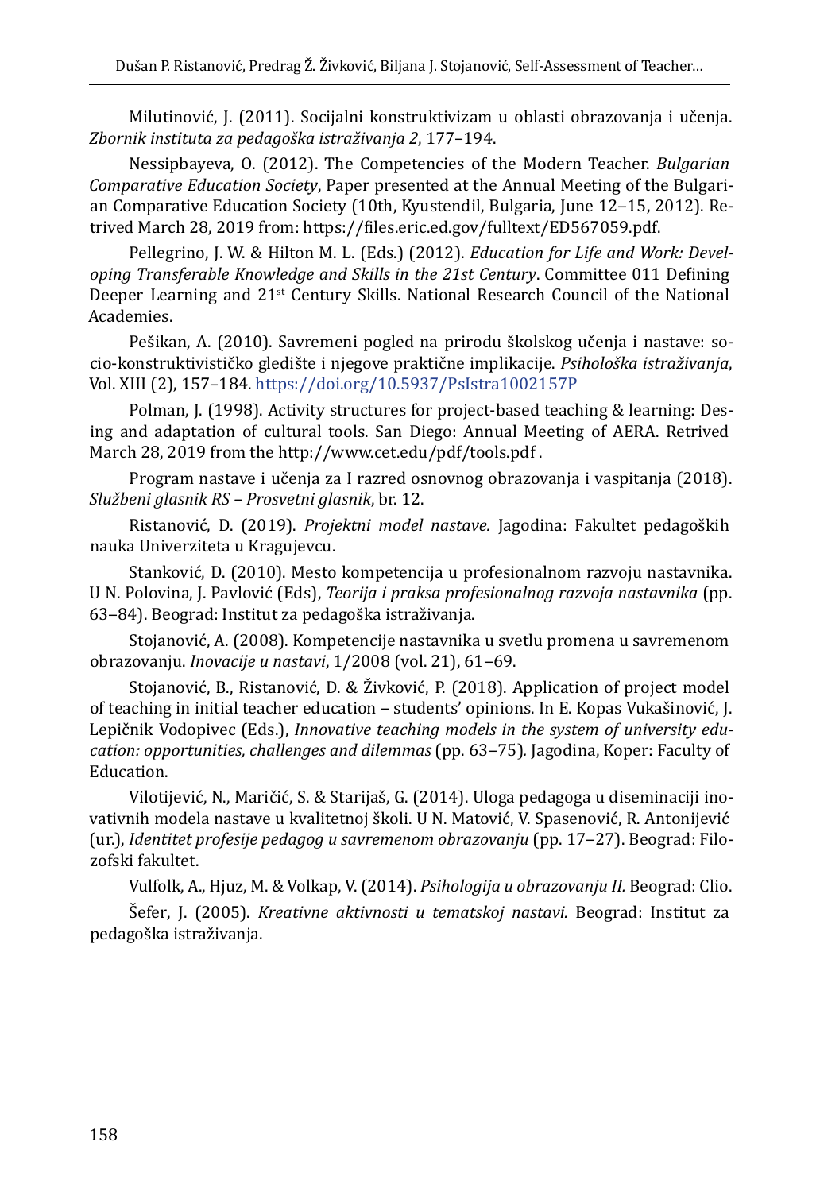Milutinović, J. (2011). Socijalni konstruktivizam u oblasti obrazovanja i učenja. *Zbornik instituta za pedagoška istraživanja 2*, 177–194.

Nessipbayeva, O. (2012). The Competencies of the Modern Teacher. *Bulgarian Comparative Education Society*, Paper presented at the Annual Meeting of the Bulgarian Comparative Education Society (10th, Kyustendil, Bulgaria, June 12–15, 2012). Retrived March 28, 2019 from: https://files.eric.ed.gov/fulltext/ED567059.pdf.

Pellegrino, J. W. & Hilton M. L. (Eds.) (2012). *Education for Life and Work: Developing Transferable Knowledge and Skills in the 21st Century*. Committee 011 Defining Deeper Learning and 21st Century Skills. National Research Council of the National Academies.

Pešikan, A. (2010). Savremeni pogled na prirodu školskog učenja i nastave: socio-konstruktivističko gledište i njegove praktične implikacije. *Psihološka istraživanja*, Vol. XIII (2), 157–184. https://doi.org/10.5937/PsIstra1002157P

Polman, J. (1998). Activity structures for project-based teaching & learning: Desing and adaptation of cultural tools. San Diego: Annual Meeting of AERA. Retrived March 28, 2019 from the http://www.cet.edu/pdf/tools.pdf .

Program nastave i učenja za I razred osnovnog obrazovanja i vaspitanja (2018). *Službeni glasnik RS – Prosvetni glasnik*, br. 12.

Ristanović, D. (2019). *Projektni model nastave.* Jagodina: Fakultet pedagoških nauka Univerziteta u Kragujevcu.

Stanković, D. (2010). Mesto kompetencija u profesionalnom razvoju nastavnika. U N. Polovina, J. Pavlović (Eds), *Teorija i praksa profesionalnog razvoja nastavnika* (pp. 63–84). Beograd: Institut za pedagoška istraživanja.

Stojanović, A. (2008). Kompetencije nastavnika u svetlu promena u savremenom obrazovanju. *Inovacije u nastavi*, 1/2008 (vol. 21), 61–69.

Stojanović, B., Ristanović, D. & Živković, P. (2018). Application of project model of teaching in initial teacher education – students' opinions. In E. Kopas Vukašinović, J. Lepičnik Vodopivec (Eds.), *Innovative teaching models in the system of university education: opportunities, challenges and dilemmas* (pp. 63–75). Jagodina, Koper: Faculty of Education.

Vilotijević, N., Maričić, S. & Starijaš, G. (2014). Uloga pedagoga u diseminaciji inovativnih modela nastave u kvalitetnoj školi. U N. Matović, V. Spasenović, R. Antonijević (ur.), *Identitet profesije pedagog u savremenom obrazovanju* (pp. 17–27). Beograd: Filozofski fakultet.

Vulfolk, A., Hjuz, M. & Volkap, V. (2014). *Psihologija u obrazovanju II.* Beograd: Clio.

Šefer, J. (2005). *Kreativne aktivnosti u tematskoj nastavi.* Beograd: Institut za pedagoška istraživanja.